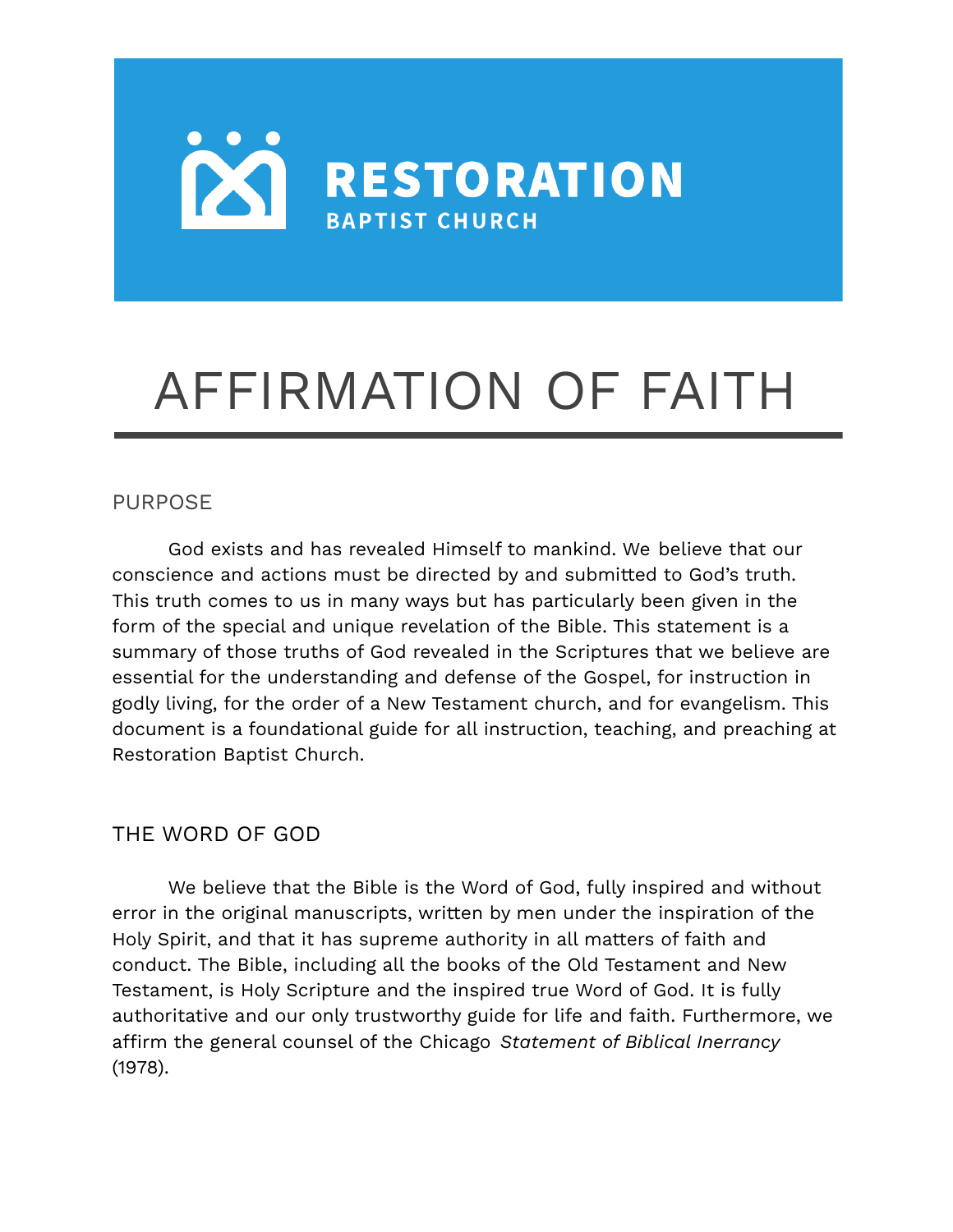**RESTORATION**
**BAPTIST CHURCH**

# AFFIRMATION OF FAITH

## PURPOSE

God exists and has revealed Himself to mankind. We believe that our conscience and actions must be directed by and submitted to God's truth. This truth comes to us in many ways but has particularly been given in the form of the special and unique revelation of the Bible. This statement is a summary of those truths of God revealed in the Scriptures that we believe are essential for the understanding and defense of the Gospel, for instruction in godly living, for the order of a New Testament church, and for evangelism. This document is a foundational guide for all instruction, teaching, and preaching at Restoration Baptist Church.

## THE WORD OF GOD

We believe that the Bible is the Word of God, fully inspired and without error in the original manuscripts, written by men under the inspiration of the Holy Spirit, and that it has supreme authority in all matters of faith and conduct. The Bible, including all the books of the Old Testament and New Testament, is Holy Scripture and the inspired true Word of God. It is fully authoritative and our only trustworthy guide for life and faith. Furthermore, we affirm the general counsel of the Chicago *Statement of Biblical Inerrancy* (1978).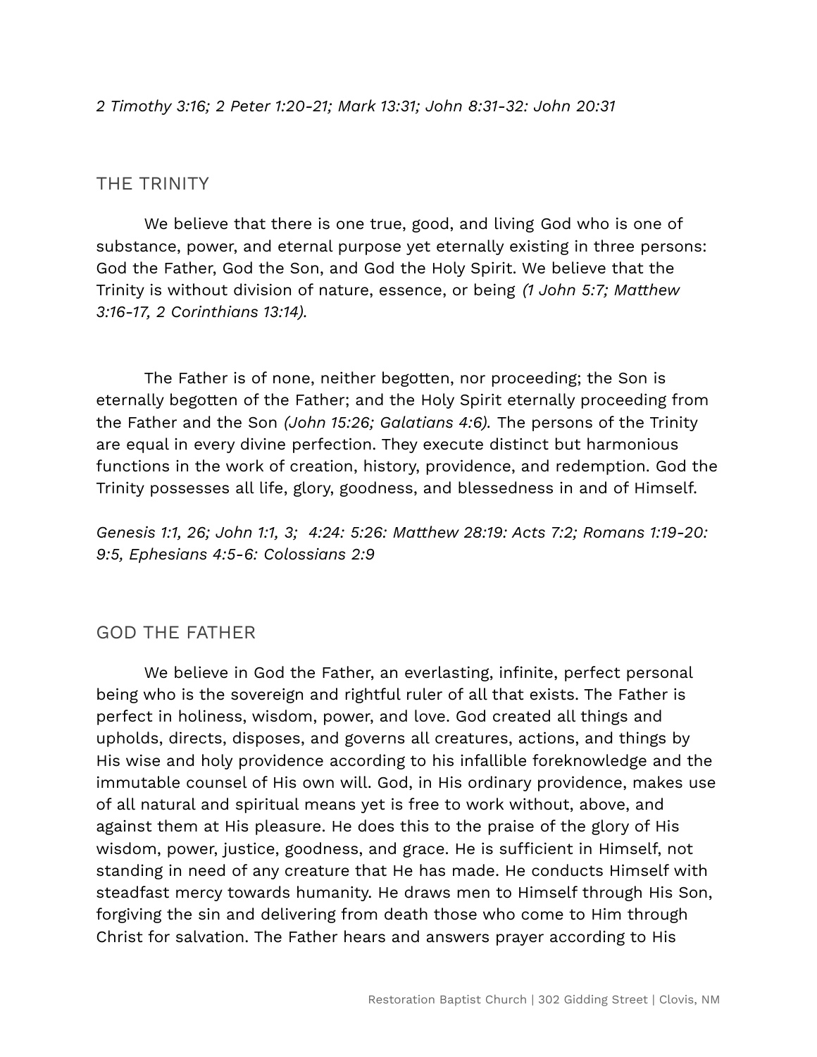*2 Timothy 3:16; 2 Peter 1:20-21; Mark 13:31; John 8:31-32: John 20:31*

## THE TRINITY

We believe that there is one true, good, and living God who is one of substance, power, and eternal purpose yet eternally existing in three persons: God the Father, God the Son, and God the Holy Spirit. We believe that the Trinity is without division of nature, essence, or being *(1 John 5:7; Matthew 3:16-17, 2 Corinthians 13:14).*

The Father is of none, neither begotten, nor proceeding; the Son is eternally begotten of the Father; and the Holy Spirit eternally proceeding from the Father and the Son *(John 15:26; Galatians 4:6).* The persons of the Trinity are equal in every divine perfection. They execute distinct but harmonious functions in the work of creation, history, providence, and redemption. God the Trinity possesses all life, glory, goodness, and blessedness in and of Himself.

*Genesis 1:1, 26; John 1:1, 3; 4:24: 5:26: Matthew 28:19: Acts 7:2; Romans 1:19-20: 9:5, Ephesians 4:5-6: Colossians 2:9*

## GOD THE FATHER

We believe in God the Father, an everlasting, infinite, perfect personal being who is the sovereign and rightful ruler of all that exists. The Father is perfect in holiness, wisdom, power, and love. God created all things and upholds, directs, disposes, and governs all creatures, actions, and things by His wise and holy providence according to his infallible foreknowledge and the immutable counsel of His own will. God, in His ordinary providence, makes use of all natural and spiritual means yet is free to work without, above, and against them at His pleasure. He does this to the praise of the glory of His wisdom, power, justice, goodness, and grace. He is sufficient in Himself, not standing in need of any creature that He has made. He conducts Himself with steadfast mercy towards humanity. He draws men to Himself through His Son, forgiving the sin and delivering from death those who come to Him through Christ for salvation. The Father hears and answers prayer according to His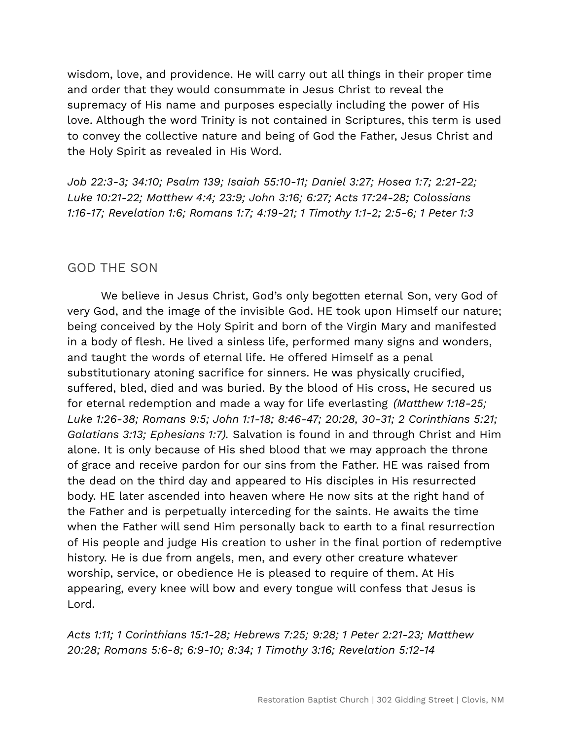wisdom, love, and providence. He will carry out all things in their proper time and order that they would consummate in Jesus Christ to reveal the supremacy of His name and purposes especially including the power of His love. Although the word Trinity is not contained in Scriptures, this term is used to convey the collective nature and being of God the Father, Jesus Christ and the Holy Spirit as revealed in His Word.

*Job 22:3-3; 34:10; Psalm 139; Isaiah 55:10-11; Daniel 3:27; Hosea 1:7; 2:21-22; Luke 10:21-22; Matthew 4:4; 23:9; John 3:16; 6:27; Acts 17:24-28; Colossians 1:16-17; Revelation 1:6; Romans 1:7; 4:19-21; 1 Timothy 1:1-2; 2:5-6; 1 Peter 1:3*

## GOD THE SON

We believe in Jesus Christ, God's only begotten eternal Son, very God of very God, and the image of the invisible God. HE took upon Himself our nature; being conceived by the Holy Spirit and born of the Virgin Mary and manifested in a body of flesh. He lived a sinless life, performed many signs and wonders, and taught the words of eternal life. He offered Himself as a penal substitutionary atoning sacrifice for sinners. He was physically crucified, suffered, bled, died and was buried. By the blood of His cross, He secured us for eternal redemption and made a way for life everlasting *(Matthew 1:18-25; Luke 1:26-38; Romans 9:5; John 1:1-18; 8:46-47; 20:28, 30-31; 2 Corinthians 5:21; Galatians 3:13; Ephesians 1:7).* Salvation is found in and through Christ and Him alone. It is only because of His shed blood that we may approach the throne of grace and receive pardon for our sins from the Father. HE was raised from the dead on the third day and appeared to His disciples in His resurrected body. HE later ascended into heaven where He now sits at the right hand of the Father and is perpetually interceding for the saints. He awaits the time when the Father will send Him personally back to earth to a final resurrection of His people and judge His creation to usher in the final portion of redemptive history. He is due from angels, men, and every other creature whatever worship, service, or obedience He is pleased to require of them. At His appearing, every knee will bow and every tongue will confess that Jesus is Lord.

*Acts 1:11; 1 Corinthians 15:1-28; Hebrews 7:25; 9:28; 1 Peter 2:21-23; Matthew 20:28; Romans 5:6-8; 6:9-10; 8:34; 1 Timothy 3:16; Revelation 5:12-14*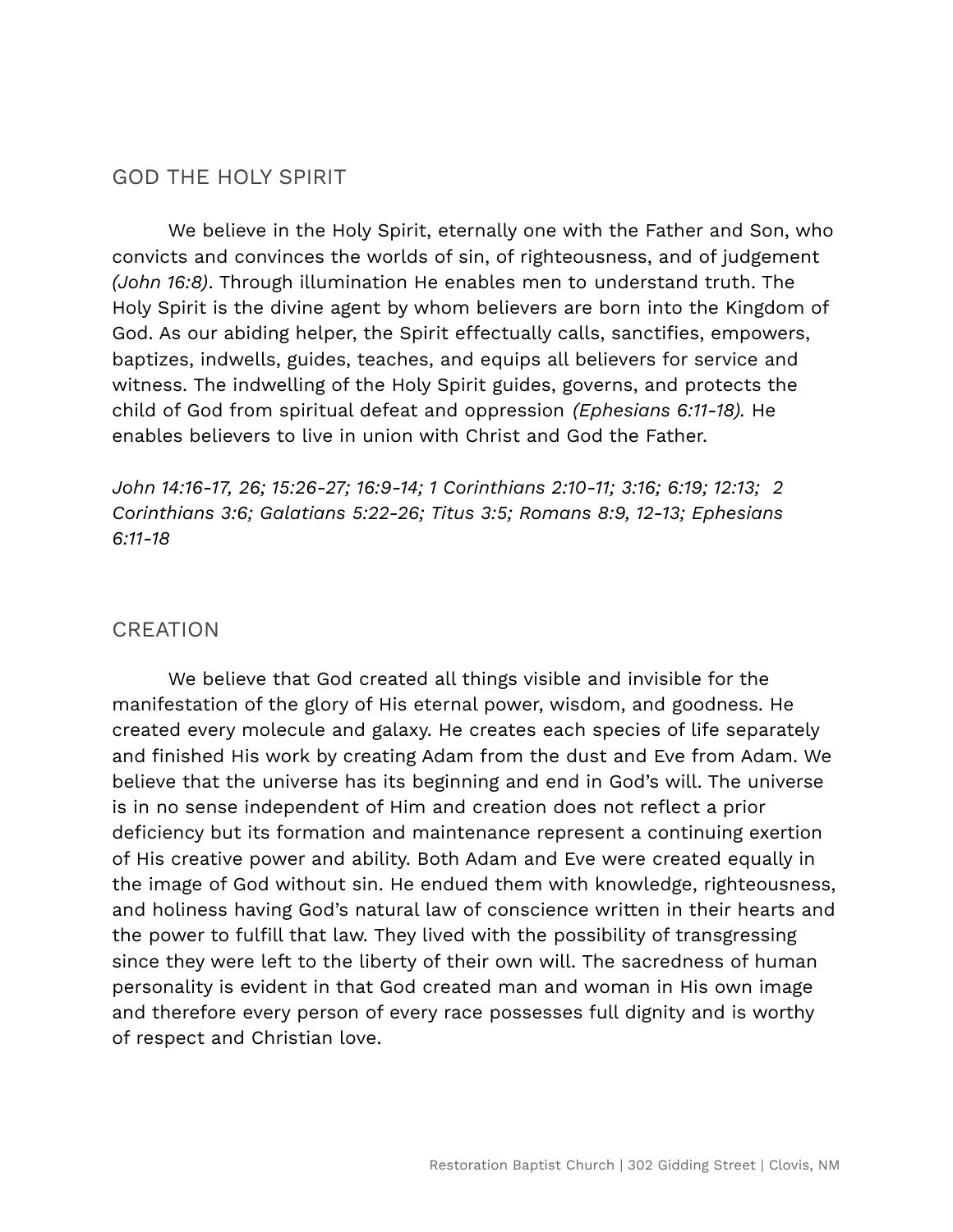## GOD THE HOLY SPIRIT

We believe in the Holy Spirit, eternally one with the Father and Son, who convicts and convinces the worlds of sin, of righteousness, and of judgement *(John 16:8)*. Through illumination He enables men to understand truth. The Holy Spirit is the divine agent by whom believers are born into the Kingdom of God. As our abiding helper, the Spirit effectually calls, sanctifies, empowers, baptizes, indwells, guides, teaches, and equips all believers for service and witness. The indwelling of the Holy Spirit guides, governs, and protects the child of God from spiritual defeat and oppression *(Ephesians 6:11-18).* He enables believers to live in union with Christ and God the Father.

*John 14:16-17, 26; 15:26-27; 16:9-14; 1 Corinthians 2:10-11; 3:16; 6:19; 12:13; 2 Corinthians 3:6; Galatians 5:22-26; Titus 3:5; Romans 8:9, 12-13; Ephesians 6:11-18*

## CREATION

We believe that God created all things visible and invisible for the manifestation of the glory of His eternal power, wisdom, and goodness. He created every molecule and galaxy. He creates each species of life separately and finished His work by creating Adam from the dust and Eve from Adam. We believe that the universe has its beginning and end in God's will. The universe is in no sense independent of Him and creation does not reflect a prior deficiency but its formation and maintenance represent a continuing exertion of His creative power and ability. Both Adam and Eve were created equally in the image of God without sin. He endued them with knowledge, righteousness, and holiness having God's natural law of conscience written in their hearts and the power to fulfill that law. They lived with the possibility of transgressing since they were left to the liberty of their own will. The sacredness of human personality is evident in that God created man and woman in His own image and therefore every person of every race possesses full dignity and is worthy of respect and Christian love.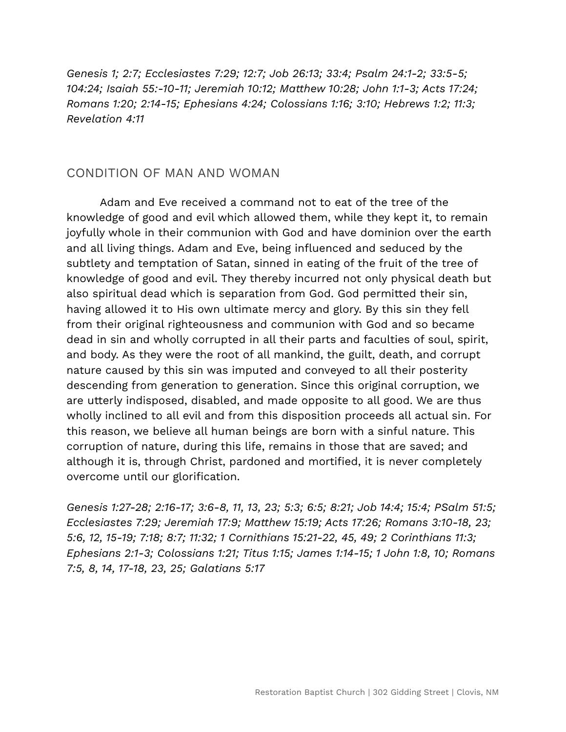*Genesis 1; 2:7; Ecclesiastes 7:29; 12:7; Job 26:13; 33:4; Psalm 24:1-2; 33:5-5; 104:24; Isaiah 55:-10-11; Jeremiah 10:12; Matthew 10:28; John 1:1-3; Acts 17:24; Romans 1:20; 2:14-15; Ephesians 4:24; Colossians 1:16; 3:10; Hebrews 1:2; 11:3; Revelation 4:11*

## CONDITION OF MAN AND WOMAN

Adam and Eve received a command not to eat of the tree of the knowledge of good and evil which allowed them, while they kept it, to remain joyfully whole in their communion with God and have dominion over the earth and all living things. Adam and Eve, being influenced and seduced by the subtlety and temptation of Satan, sinned in eating of the fruit of the tree of knowledge of good and evil. They thereby incurred not only physical death but also spiritual dead which is separation from God. God permitted their sin, having allowed it to His own ultimate mercy and glory. By this sin they fell from their original righteousness and communion with God and so became dead in sin and wholly corrupted in all their parts and faculties of soul, spirit, and body. As they were the root of all mankind, the guilt, death, and corrupt nature caused by this sin was imputed and conveyed to all their posterity descending from generation to generation. Since this original corruption, we are utterly indisposed, disabled, and made opposite to all good. We are thus wholly inclined to all evil and from this disposition proceeds all actual sin. For this reason, we believe all human beings are born with a sinful nature. This corruption of nature, during this life, remains in those that are saved; and although it is, through Christ, pardoned and mortified, it is never completely overcome until our glorification.

*Genesis 1:27-28; 2:16-17; 3:6-8, 11, 13, 23; 5:3; 6:5; 8:21; Job 14:4; 15:4; PSalm 51:5; Ecclesiastes 7:29; Jeremiah 17:9; Matthew 15:19; Acts 17:26; Romans 3:10-18, 23; 5:6, 12, 15-19; 7:18; 8:7; 11:32; 1 Cornithians 15:21-22, 45, 49; 2 Corinthians 11:3; Ephesians 2:1-3; Colossians 1:21; Titus 1:15; James 1:14-15; 1 John 1:8, 10; Romans 7:5, 8, 14, 17-18, 23, 25; Galatians 5:17*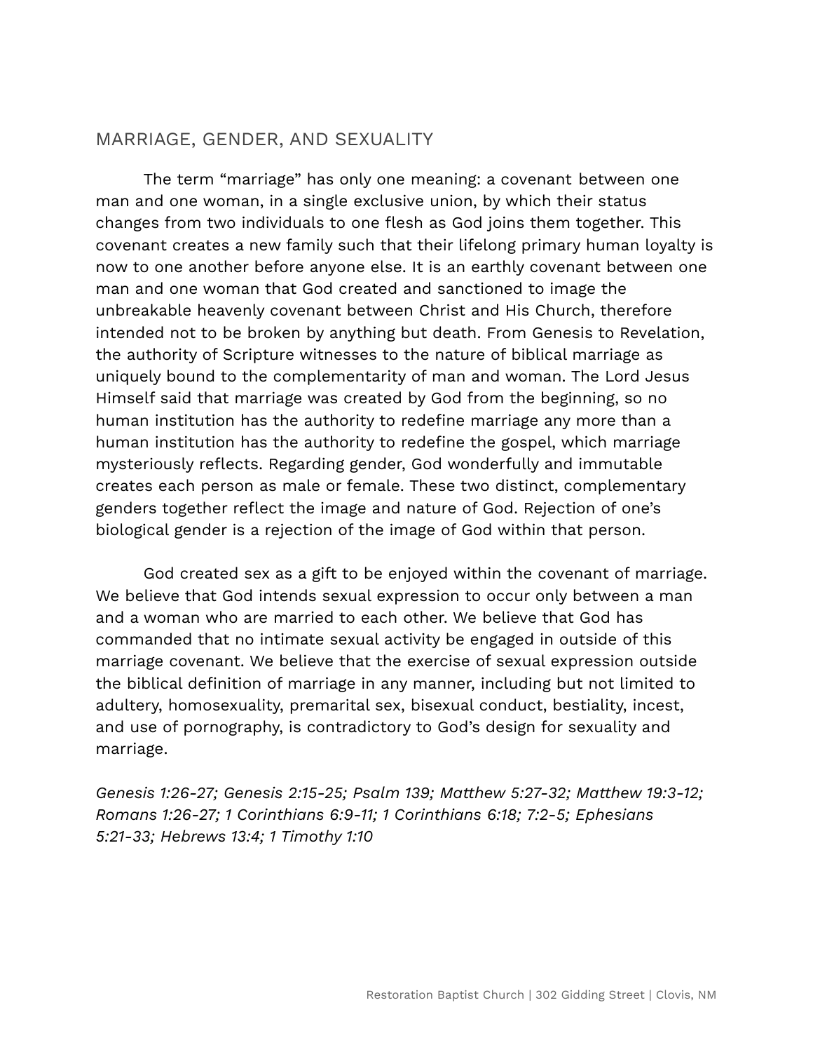## MARRIAGE, GENDER, AND SEXUALITY

The term "marriage" has only one meaning: a covenant between one man and one woman, in a single exclusive union, by which their status changes from two individuals to one flesh as God joins them together. This covenant creates a new family such that their lifelong primary human loyalty is now to one another before anyone else. It is an earthly covenant between one man and one woman that God created and sanctioned to image the unbreakable heavenly covenant between Christ and His Church, therefore intended not to be broken by anything but death. From Genesis to Revelation, the authority of Scripture witnesses to the nature of biblical marriage as uniquely bound to the complementarity of man and woman. The Lord Jesus Himself said that marriage was created by God from the beginning, so no human institution has the authority to redefine marriage any more than a human institution has the authority to redefine the gospel, which marriage mysteriously reflects. Regarding gender, God wonderfully and immutable creates each person as male or female. These two distinct, complementary genders together reflect the image and nature of God. Rejection of one's biological gender is a rejection of the image of God within that person.

God created sex as a gift to be enjoyed within the covenant of marriage. We believe that God intends sexual expression to occur only between a man and a woman who are married to each other. We believe that God has commanded that no intimate sexual activity be engaged in outside of this marriage covenant. We believe that the exercise of sexual expression outside the biblical definition of marriage in any manner, including but not limited to adultery, homosexuality, premarital sex, bisexual conduct, bestiality, incest, and use of pornography, is contradictory to God's design for sexuality and marriage.

*Genesis 1:26-27; Genesis 2:15-25; Psalm 139; Matthew 5:27-32; Matthew 19:3-12; Romans 1:26-27; 1 Corinthians 6:9-11; 1 Corinthians 6:18; 7:2-5; Ephesians 5:21-33; Hebrews 13:4; 1 Timothy 1:10*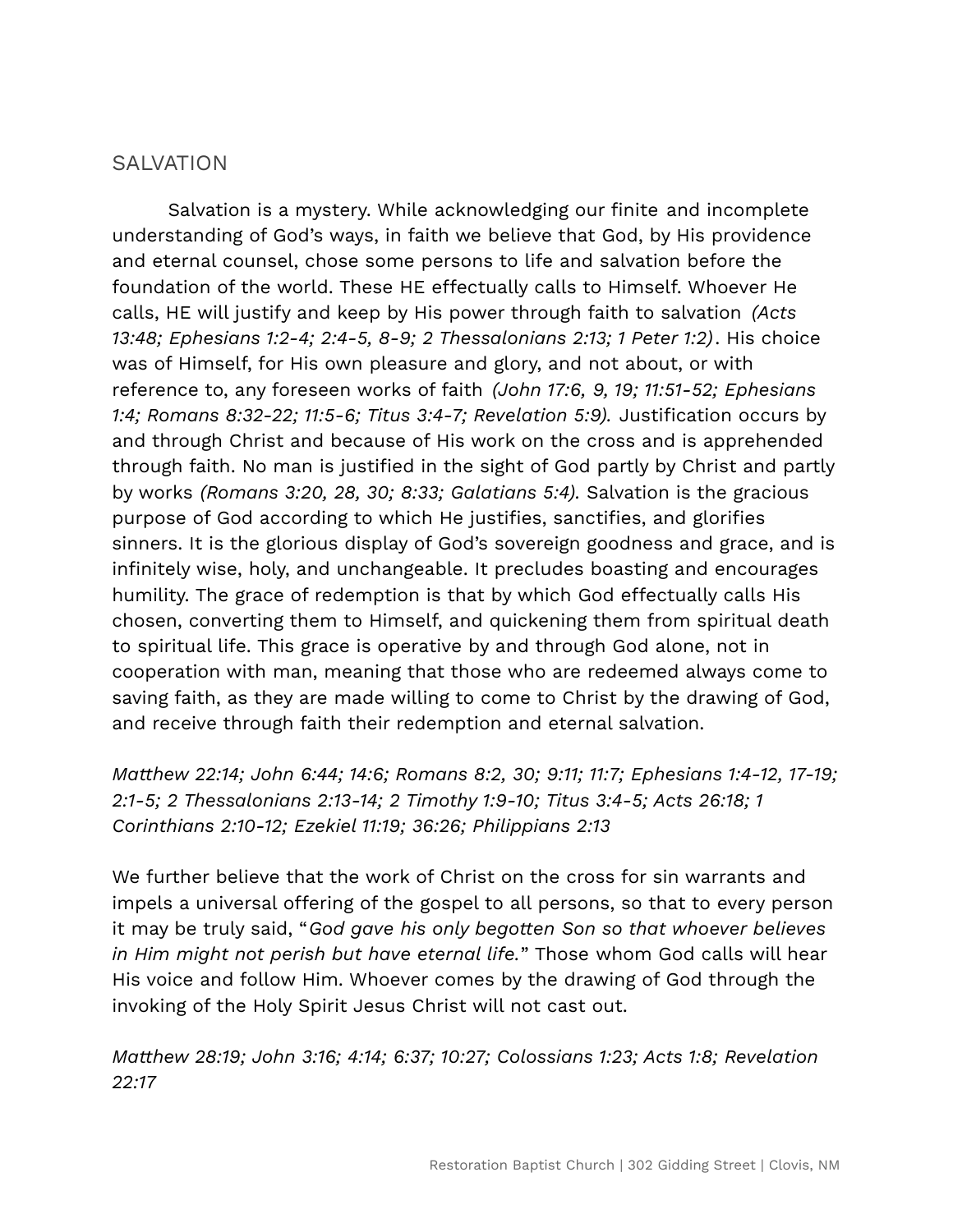## SALVATION

Salvation is a mystery. While acknowledging our finite and incomplete understanding of God's ways, in faith we believe that God, by His providence and eternal counsel, chose some persons to life and salvation before the foundation of the world. These HE effectually calls to Himself. Whoever He calls, HE will justify and keep by His power through faith to salvation *(Acts 13:48; Ephesians 1:2-4; 2:4-5, 8-9; 2 Thessalonians 2:13; 1 Peter 1:2)*. His choice was of Himself, for His own pleasure and glory, and not about, or with reference to, any foreseen works of faith *(John 17:6, 9, 19; 11:51-52; Ephesians 1:4; Romans 8:32-22; 11:5-6; Titus 3:4-7; Revelation 5:9).* Justification occurs by and through Christ and because of His work on the cross and is apprehended through faith. No man is justified in the sight of God partly by Christ and partly by works *(Romans 3:20, 28, 30; 8:33; Galatians 5:4).* Salvation is the gracious purpose of God according to which He justifies, sanctifies, and glorifies sinners. It is the glorious display of God's sovereign goodness and grace, and is infinitely wise, holy, and unchangeable. It precludes boasting and encourages humility. The grace of redemption is that by which God effectually calls His chosen, converting them to Himself, and quickening them from spiritual death to spiritual life. This grace is operative by and through God alone, not in cooperation with man, meaning that those who are redeemed always come to saving faith, as they are made willing to come to Christ by the drawing of God, and receive through faith their redemption and eternal salvation.

*Matthew 22:14; John 6:44; 14:6; Romans 8:2, 30; 9:11; 11:7; Ephesians 1:4-12, 17-19; 2:1-5; 2 Thessalonians 2:13-14; 2 Timothy 1:9-10; Titus 3:4-5; Acts 26:18; 1 Corinthians 2:10-12; Ezekiel 11:19; 36:26; Philippians 2:13*

We further believe that the work of Christ on the cross for sin warrants and impels a universal offering of the gospel to all persons, so that to every person it may be truly said, "*God gave his only begotten Son so that whoever believes in Him might not perish but have eternal life.*" Those whom God calls will hear His voice and follow Him. Whoever comes by the drawing of God through the invoking of the Holy Spirit Jesus Christ will not cast out.

*Matthew 28:19; John 3:16; 4:14; 6:37; 10:27; Colossians 1:23; Acts 1:8; Revelation 22:17*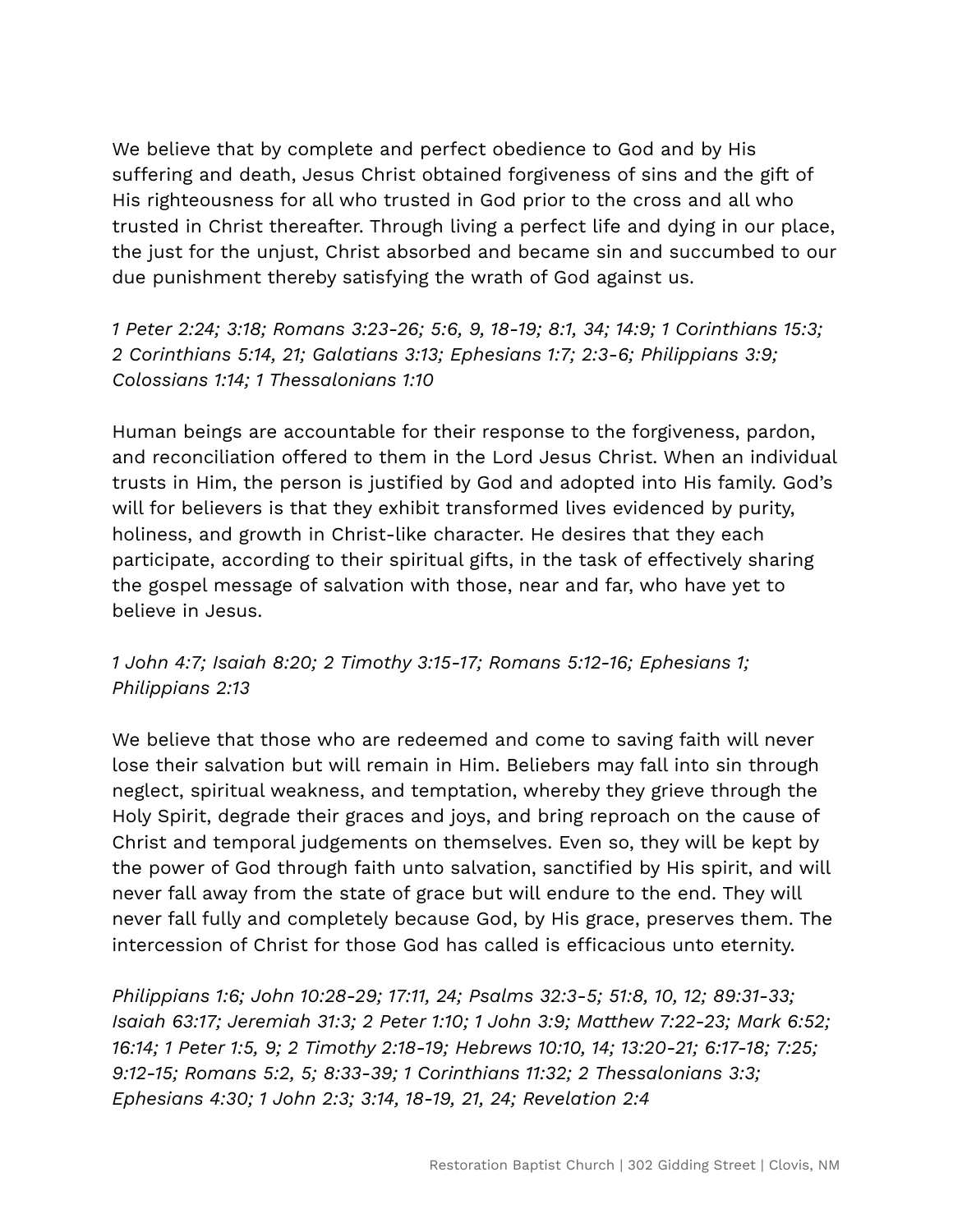We believe that by complete and perfect obedience to God and by His suffering and death, Jesus Christ obtained forgiveness of sins and the gift of His righteousness for all who trusted in God prior to the cross and all who trusted in Christ thereafter. Through living a perfect life and dying in our place, the just for the unjust, Christ absorbed and became sin and succumbed to our due punishment thereby satisfying the wrath of God against us.

*1 Peter 2:24; 3:18; Romans 3:23-26; 5:6, 9, 18-19; 8:1, 34; 14:9; 1 Corinthians 15:3; 2 Corinthians 5:14, 21; Galatians 3:13; Ephesians 1:7; 2:3-6; Philippians 3:9; Colossians 1:14; 1 Thessalonians 1:10*

Human beings are accountable for their response to the forgiveness, pardon, and reconciliation offered to them in the Lord Jesus Christ. When an individual trusts in Him, the person is justified by God and adopted into His family. God's will for believers is that they exhibit transformed lives evidenced by purity, holiness, and growth in Christ-like character. He desires that they each participate, according to their spiritual gifts, in the task of effectively sharing the gospel message of salvation with those, near and far, who have yet to believe in Jesus.

*1 John 4:7; Isaiah 8:20; 2 Timothy 3:15-17; Romans 5:12-16; Ephesians 1; Philippians 2:13*

We believe that those who are redeemed and come to saving faith will never lose their salvation but will remain in Him. Beliebers may fall into sin through neglect, spiritual weakness, and temptation, whereby they grieve through the Holy Spirit, degrade their graces and joys, and bring reproach on the cause of Christ and temporal judgements on themselves. Even so, they will be kept by the power of God through faith unto salvation, sanctified by His spirit, and will never fall away from the state of grace but will endure to the end. They will never fall fully and completely because God, by His grace, preserves them. The intercession of Christ for those God has called is efficacious unto eternity.

*Philippians 1:6; John 10:28-29; 17:11, 24; Psalms 32:3-5; 51:8, 10, 12; 89:31-33; Isaiah 63:17; Jeremiah 31:3; 2 Peter 1:10; 1 John 3:9; Matthew 7:22-23; Mark 6:52; 16:14; 1 Peter 1:5, 9; 2 Timothy 2:18-19; Hebrews 10:10, 14; 13:20-21; 6:17-18; 7:25; 9:12-15; Romans 5:2, 5; 8:33-39; 1 Corinthians 11:32; 2 Thessalonians 3:3; Ephesians 4:30; 1 John 2:3; 3:14, 18-19, 21, 24; Revelation 2:4*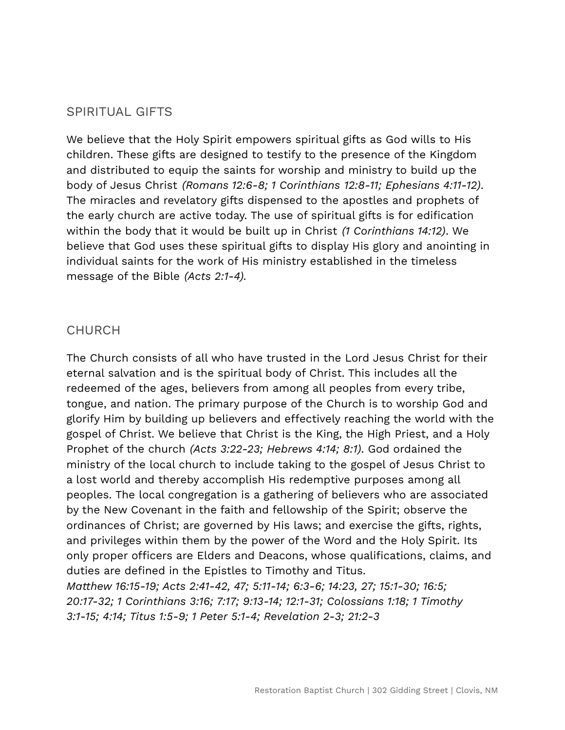## SPIRITUAL GIFTS

We believe that the Holy Spirit empowers spiritual gifts as God wills to His children. These gifts are designed to testify to the presence of the Kingdom and distributed to equip the saints for worship and ministry to build up the body of Jesus Christ *(Romans 12:6-8; 1 Corinthians 12:8-11; Ephesians 4:11-12)*. The miracles and revelatory gifts dispensed to the apostles and prophets of the early church are active today. The use of spiritual gifts is for edification within the body that it would be built up in Christ *(1 Corinthians 14:12)*. We believe that God uses these spiritual gifts to display His glory and anointing in individual saints for the work of His ministry established in the timeless message of the Bible *(Acts 2:1-4).*

## CHURCH

The Church consists of all who have trusted in the Lord Jesus Christ for their eternal salvation and is the spiritual body of Christ. This includes all the redeemed of the ages, believers from among all peoples from every tribe, tongue, and nation. The primary purpose of the Church is to worship God and glorify Him by building up believers and effectively reaching the world with the gospel of Christ. We believe that Christ is the King, the High Priest, and a Holy Prophet of the church *(Acts 3:22-23; Hebrews 4:14; 8:1)*. God ordained the ministry of the local church to include taking to the gospel of Jesus Christ to a lost world and thereby accomplish His redemptive purposes among all peoples. The local congregation is a gathering of believers who are associated by the New Covenant in the faith and fellowship of the Spirit; observe the ordinances of Christ; are governed by His laws; and exercise the gifts, rights, and privileges within them by the power of the Word and the Holy Spirit. Its only proper officers are Elders and Deacons, whose qualifications, claims, and duties are defined in the Epistles to Timothy and Titus.
*Matthew 16:15-19; Acts 2:41-42, 47; 5:11-14; 6:3-6; 14:23, 27; 15:1-30; 16:5; 20:17-32; 1 Corinthians 3:16; 7:17; 9:13-14; 12:1-31; Colossians 1:18; 1 Timothy 3:1-15; 4:14; Titus 1:5-9; 1 Peter 5:1-4; Revelation 2-3; 21:2-3*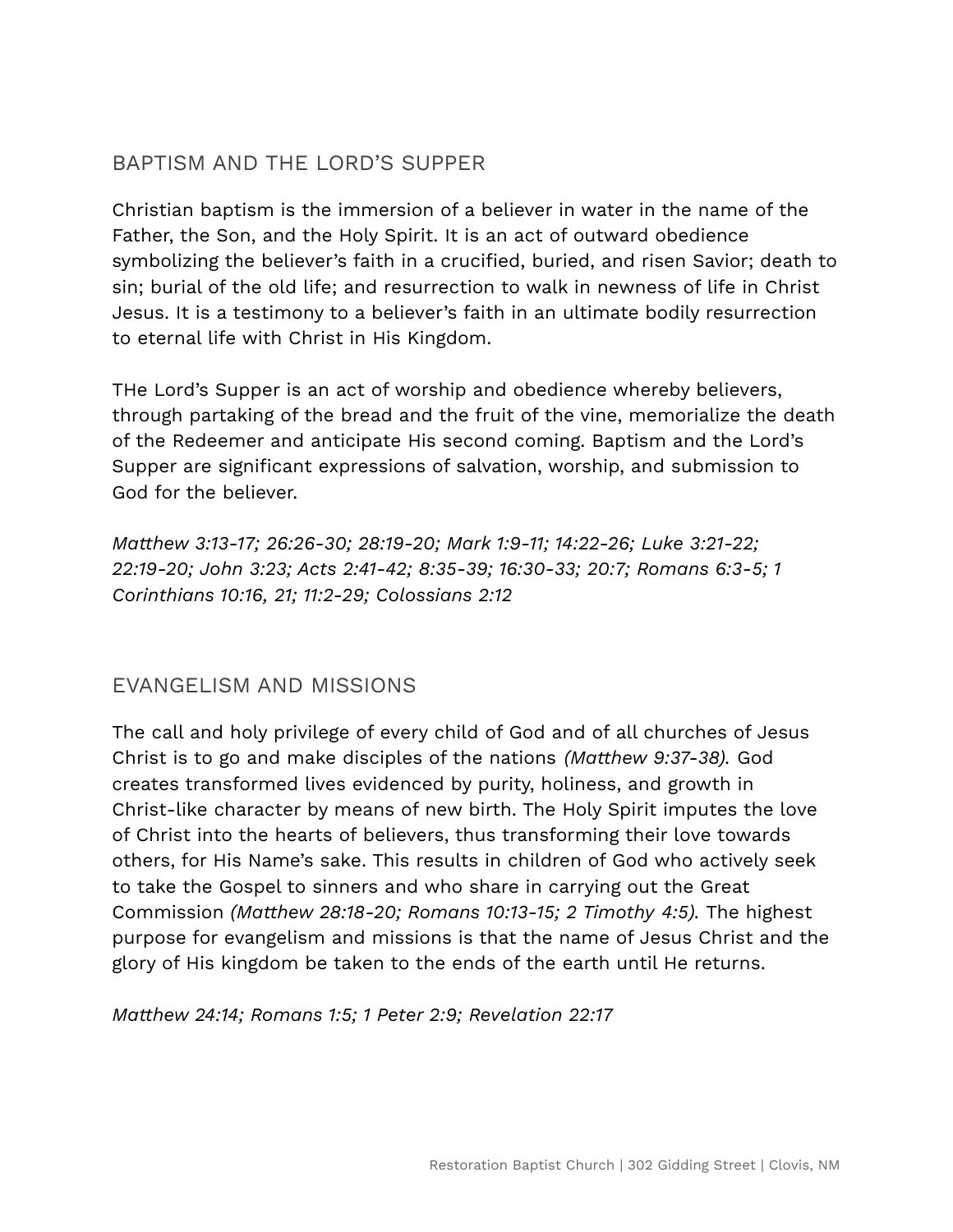## BAPTISM AND THE LORD'S SUPPER

Christian baptism is the immersion of a believer in water in the name of the Father, the Son, and the Holy Spirit. It is an act of outward obedience symbolizing the believer's faith in a crucified, buried, and risen Savior; death to sin; burial of the old life; and resurrection to walk in newness of life in Christ Jesus. It is a testimony to a believer's faith in an ultimate bodily resurrection to eternal life with Christ in His Kingdom.

THe Lord's Supper is an act of worship and obedience whereby believers, through partaking of the bread and the fruit of the vine, memorialize the death of the Redeemer and anticipate His second coming. Baptism and the Lord's Supper are significant expressions of salvation, worship, and submission to God for the believer.

*Matthew 3:13-17; 26:26-30; 28:19-20; Mark 1:9-11; 14:22-26; Luke 3:21-22; 22:19-20; John 3:23; Acts 2:41-42; 8:35-39; 16:30-33; 20:7; Romans 6:3-5; 1 Corinthians 10:16, 21; 11:2-29; Colossians 2:12*

## EVANGELISM AND MISSIONS

The call and holy privilege of every child of God and of all churches of Jesus Christ is to go and make disciples of the nations *(Matthew 9:37-38).* God creates transformed lives evidenced by purity, holiness, and growth in Christ-like character by means of new birth. The Holy Spirit imputes the love of Christ into the hearts of believers, thus transforming their love towards others, for His Name's sake. This results in children of God who actively seek to take the Gospel to sinners and who share in carrying out the Great Commission *(Matthew 28:18-20; Romans 10:13-15; 2 Timothy 4:5).* The highest purpose for evangelism and missions is that the name of Jesus Christ and the glory of His kingdom be taken to the ends of the earth until He returns.

*Matthew 24:14; Romans 1:5; 1 Peter 2:9; Revelation 22:17*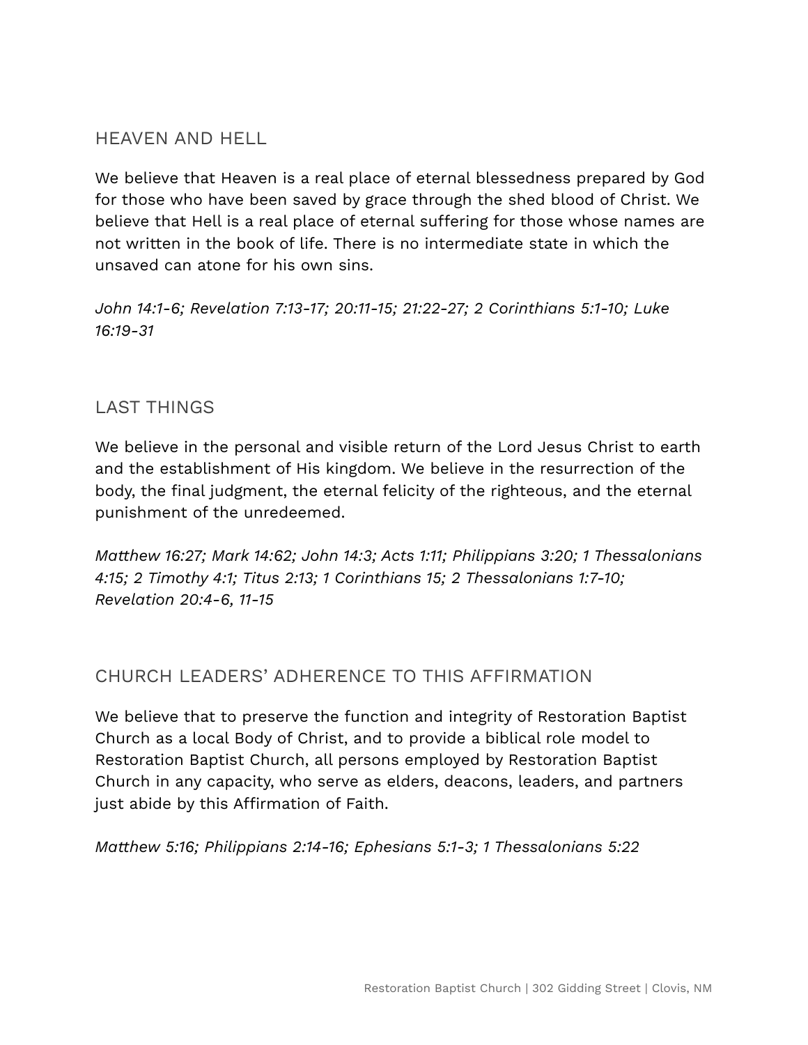## HEAVEN AND HELL

We believe that Heaven is a real place of eternal blessedness prepared by God for those who have been saved by grace through the shed blood of Christ. We believe that Hell is a real place of eternal suffering for those whose names are not written in the book of life. There is no intermediate state in which the unsaved can atone for his own sins.

*John 14:1-6; Revelation 7:13-17; 20:11-15; 21:22-27; 2 Corinthians 5:1-10; Luke 16:19-31*

## LAST THINGS

We believe in the personal and visible return of the Lord Jesus Christ to earth and the establishment of His kingdom. We believe in the resurrection of the body, the final judgment, the eternal felicity of the righteous, and the eternal punishment of the unredeemed.

*Matthew 16:27; Mark 14:62; John 14:3; Acts 1:11; Philippians 3:20; 1 Thessalonians 4:15; 2 Timothy 4:1; Titus 2:13; 1 Corinthians 15; 2 Thessalonians 1:7-10; Revelation 20:4-6, 11-15*

## CHURCH LEADERS' ADHERENCE TO THIS AFFIRMATION

We believe that to preserve the function and integrity of Restoration Baptist Church as a local Body of Christ, and to provide a biblical role model to Restoration Baptist Church, all persons employed by Restoration Baptist Church in any capacity, who serve as elders, deacons, leaders, and partners just abide by this Affirmation of Faith.

*Matthew 5:16; Philippians 2:14-16; Ephesians 5:1-3; 1 Thessalonians 5:22*